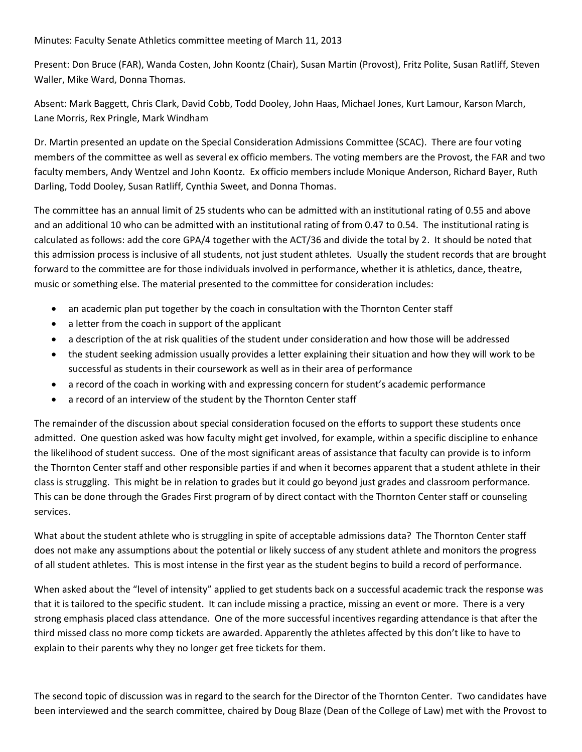Minutes: Faculty Senate Athletics committee meeting of March 11, 2013

Present: Don Bruce (FAR), Wanda Costen, John Koontz (Chair), Susan Martin (Provost), Fritz Polite, Susan Ratliff, Steven Waller, Mike Ward, Donna Thomas.

Absent: Mark Baggett, Chris Clark, David Cobb, Todd Dooley, John Haas, Michael Jones, Kurt Lamour, Karson March, Lane Morris, Rex Pringle, Mark Windham

Dr. Martin presented an update on the Special Consideration Admissions Committee (SCAC). There are four voting members of the committee as well as several ex officio members. The voting members are the Provost, the FAR and two faculty members, Andy Wentzel and John Koontz. Ex officio members include Monique Anderson, Richard Bayer, Ruth Darling, Todd Dooley, Susan Ratliff, Cynthia Sweet, and Donna Thomas.

The committee has an annual limit of 25 students who can be admitted with an institutional rating of 0.55 and above and an additional 10 who can be admitted with an institutional rating of from 0.47 to 0.54. The institutional rating is calculated as follows: add the core GPA/4 together with the ACT/36 and divide the total by 2. It should be noted that this admission process is inclusive of all students, not just student athletes. Usually the student records that are brought forward to the committee are for those individuals involved in performance, whether it is athletics, dance, theatre, music or something else. The material presented to the committee for consideration includes:

- an academic plan put together by the coach in consultation with the Thornton Center staff
- a letter from the coach in support of the applicant
- a description of the at risk qualities of the student under consideration and how those will be addressed
- the student seeking admission usually provides a letter explaining their situation and how they will work to be successful as students in their coursework as well as in their area of performance
- a record of the coach in working with and expressing concern for student's academic performance
- a record of an interview of the student by the Thornton Center staff

The remainder of the discussion about special consideration focused on the efforts to support these students once admitted. One question asked was how faculty might get involved, for example, within a specific discipline to enhance the likelihood of student success. One of the most significant areas of assistance that faculty can provide is to inform the Thornton Center staff and other responsible parties if and when it becomes apparent that a student athlete in their class is struggling. This might be in relation to grades but it could go beyond just grades and classroom performance. This can be done through the Grades First program of by direct contact with the Thornton Center staff or counseling services.

What about the student athlete who is struggling in spite of acceptable admissions data? The Thornton Center staff does not make any assumptions about the potential or likely success of any student athlete and monitors the progress of all student athletes. This is most intense in the first year as the student begins to build a record of performance.

When asked about the "level of intensity" applied to get students back on a successful academic track the response was that it is tailored to the specific student. It can include missing a practice, missing an event or more. There is a very strong emphasis placed class attendance. One of the more successful incentives regarding attendance is that after the third missed class no more comp tickets are awarded. Apparently the athletes affected by this don't like to have to explain to their parents why they no longer get free tickets for them.

The second topic of discussion was in regard to the search for the Director of the Thornton Center. Two candidates have been interviewed and the search committee, chaired by Doug Blaze (Dean of the College of Law) met with the Provost to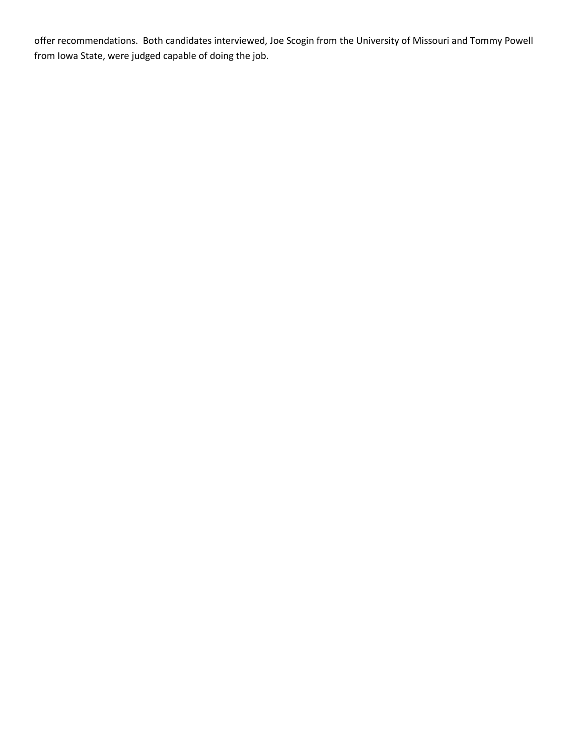offer recommendations. Both candidates interviewed, Joe Scogin from the University of Missouri and Tommy Powell from Iowa State, were judged capable of doing the job.